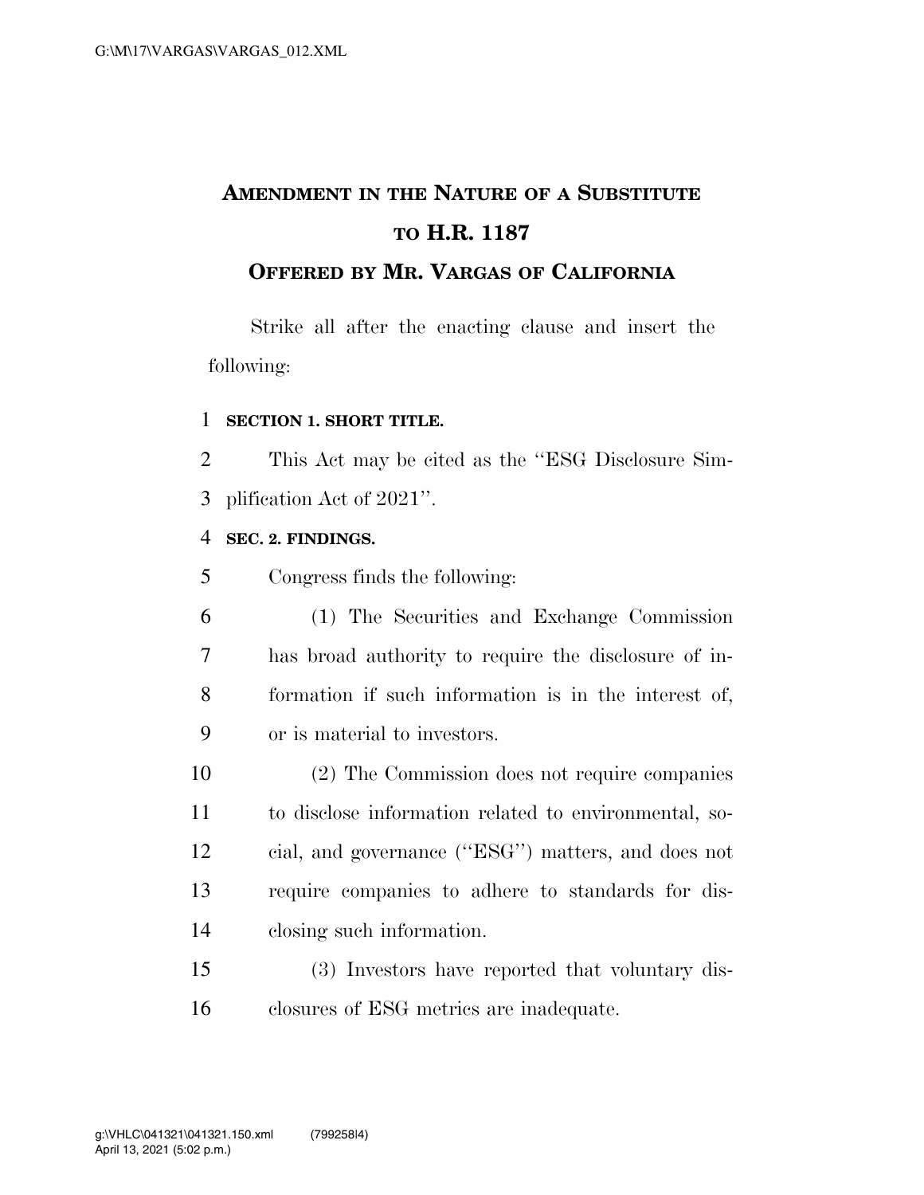# AMENDMENT IN THE NATURE OF A SUBSTITUTE TO H.R. 1187

## OFFERED BY MR. VARGAS OF CALIFORNIA

Strike all after the enacting clause and insert the following:

**SECTION 1. SHORT TITLE.**

This Act may be cited as the "ESG Disclosure Simplification Act of 2021".

**SEC. 2. FINDINGS.**

Congress finds the following:

(1) The Securities and Exchange Commission has broad authority to require the disclosure of information if such information is in the interest of, or is material to investors.

(2) The Commission does not require companies to disclose information related to environmental, social, and governance ("ESG") matters, and does not require companies to adhere to standards for disclosing such information.

(3) Investors have reported that voluntary disclosures of ESG metrics are inadequate.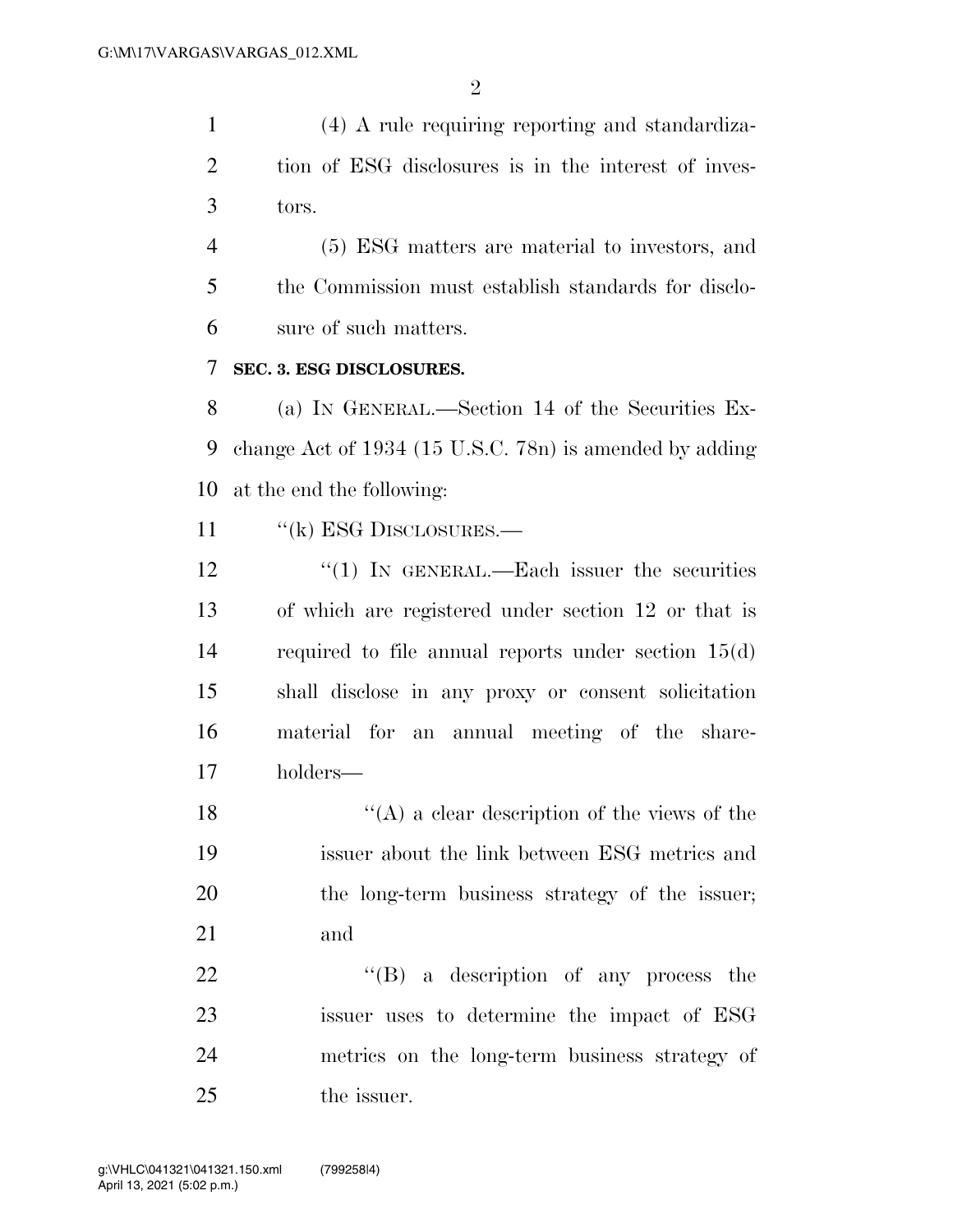(4) A rule requiring reporting and standardization of ESG disclosures is in the interest of investors.

(5) ESG matters are material to investors, and the Commission must establish standards for disclosure of such matters.

**SEC. 3. ESG DISCLOSURES.**

(a) IN GENERAL.—Section 14 of the Securities Exchange Act of 1934 (15 U.S.C. 78n) is amended by adding at the end the following:

"(k) ESG DISCLOSURES.—

"(1) IN GENERAL.—Each issuer the securities of which are registered under section 12 or that is required to file annual reports under section 15(d) shall disclose in any proxy or consent solicitation material for an annual meeting of the shareholders—

"(A) a clear description of the views of the issuer about the link between ESG metrics and the long-term business strategy of the issuer; and

"(B) a description of any process the issuer uses to determine the impact of ESG metrics on the long-term business strategy of the issuer.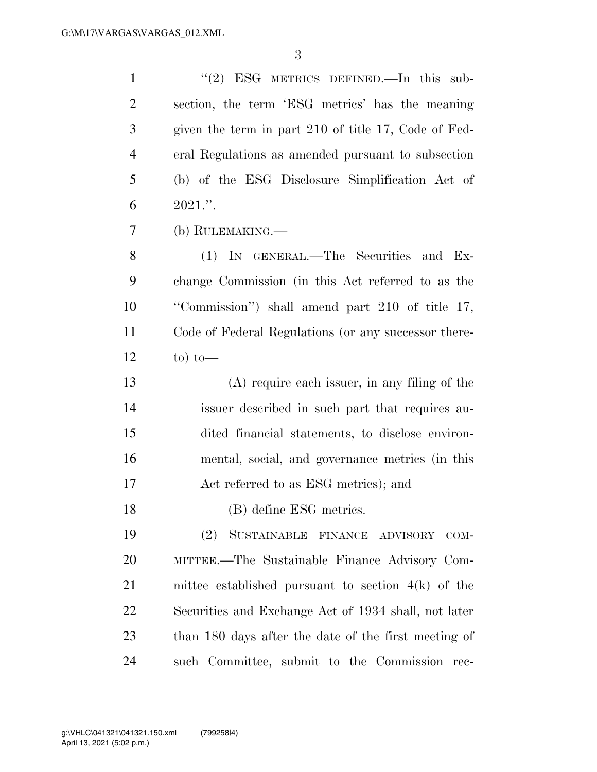"(2) ESG METRICS DEFINED.—In this subsection, the term 'ESG metrics' has the meaning given the term in part 210 of title 17, Code of Federal Regulations as amended pursuant to subsection (b) of the ESG Disclosure Simplification Act of 2021.".

(b) RULEMAKING.—

(1) IN GENERAL.—The Securities and Exchange Commission (in this Act referred to as the "Commission") shall amend part 210 of title 17, Code of Federal Regulations (or any successor thereto) to—

(A) require each issuer, in any filing of the issuer described in such part that requires audited financial statements, to disclose environmental, social, and governance metrics (in this Act referred to as ESG metrics); and

(B) define ESG metrics.

(2) SUSTAINABLE FINANCE ADVISORY COMMITTEE.—The Sustainable Finance Advisory Committee established pursuant to section 4(k) of the Securities and Exchange Act of 1934 shall, not later than 180 days after the date of the first meeting of such Committee, submit to the Commission rec-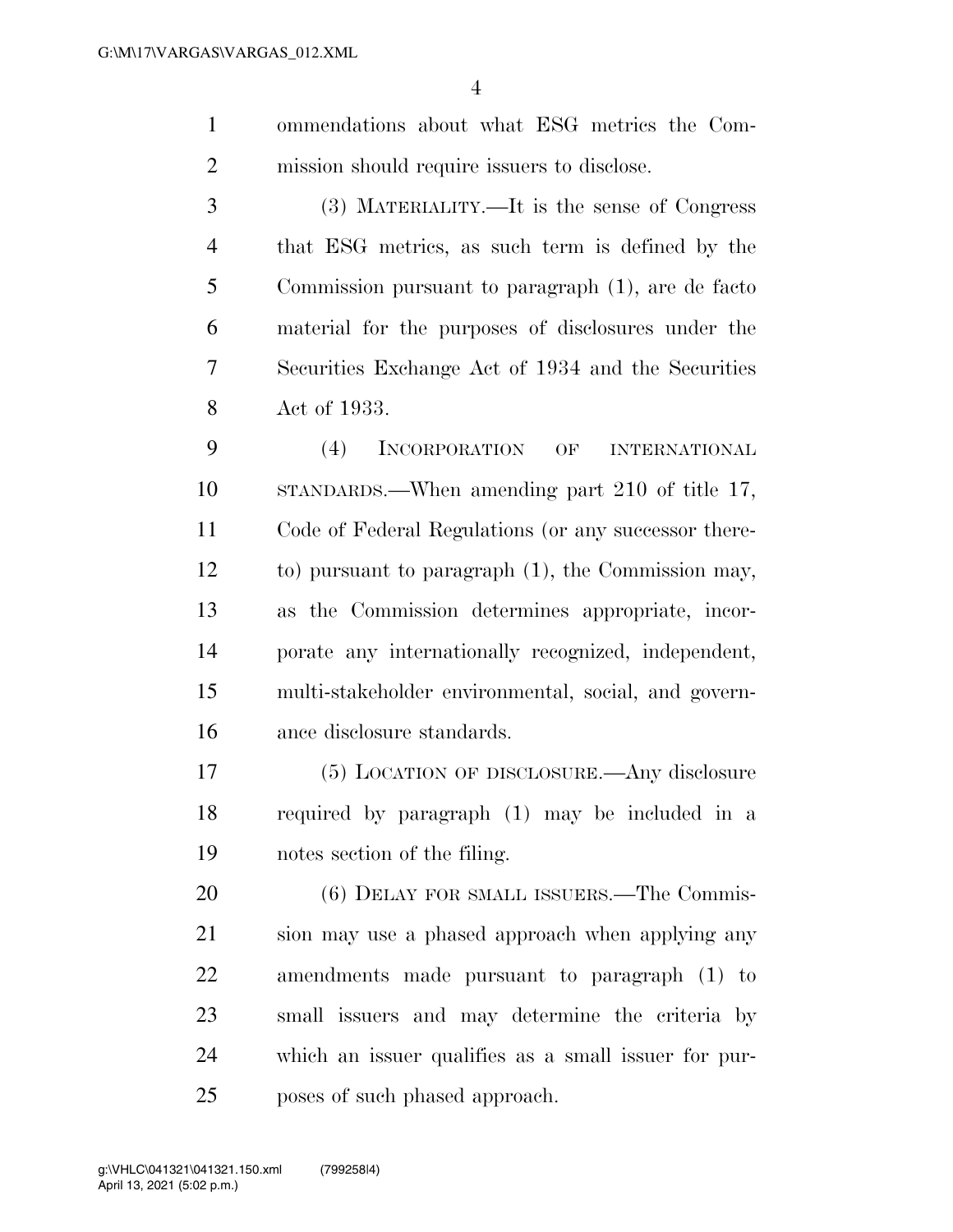ommendations about what ESG metrics the Commission should require issuers to disclose.

(3) MATERIALITY.—It is the sense of Congress that ESG metrics, as such term is defined by the Commission pursuant to paragraph (1), are de facto material for the purposes of disclosures under the Securities Exchange Act of 1934 and the Securities Act of 1933.

(4) INCORPORATION OF INTERNATIONAL STANDARDS.—When amending part 210 of title 17, Code of Federal Regulations (or any successor thereto) pursuant to paragraph (1), the Commission may, as the Commission determines appropriate, incorporate any internationally recognized, independent, multi-stakeholder environmental, social, and governance disclosure standards.

(5) LOCATION OF DISCLOSURE.—Any disclosure required by paragraph (1) may be included in a notes section of the filing.

(6) DELAY FOR SMALL ISSUERS.—The Commission may use a phased approach when applying any amendments made pursuant to paragraph (1) to small issuers and may determine the criteria by which an issuer qualifies as a small issuer for purposes of such phased approach.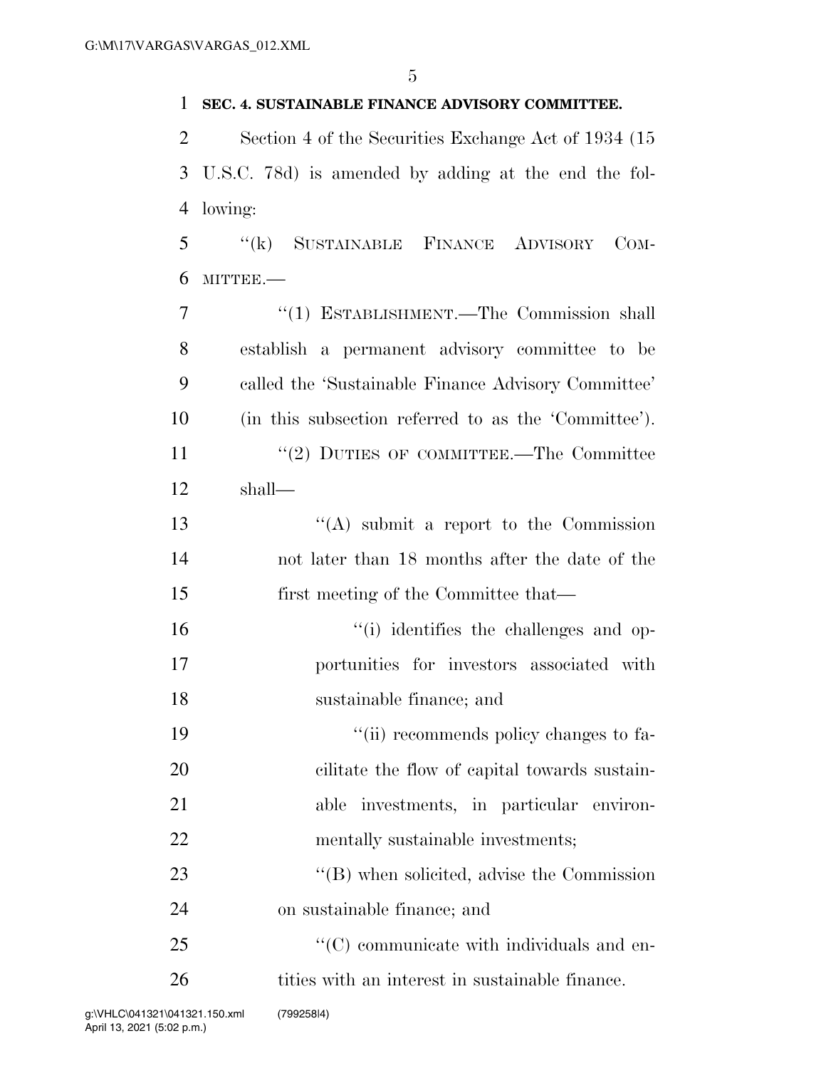**SEC. 4. SUSTAINABLE FINANCE ADVISORY COMMITTEE.**

Section 4 of the Securities Exchange Act of 1934 (15 U.S.C. 78d) is amended by adding at the end the following:

"(k) SUSTAINABLE FINANCE ADVISORY COMMITTEE.—

"(1) ESTABLISHMENT.—The Commission shall establish a permanent advisory committee to be called the 'Sustainable Finance Advisory Committee' (in this subsection referred to as the 'Committee').

"(2) DUTIES OF COMMITTEE.—The Committee shall—

"(A) submit a report to the Commission not later than 18 months after the date of the first meeting of the Committee that—

"(i) identifies the challenges and opportunities for investors associated with sustainable finance; and

"(ii) recommends policy changes to facilitate the flow of capital towards sustainable investments, in particular environmentally sustainable investments;

"(B) when solicited, advise the Commission on sustainable finance; and

"(C) communicate with individuals and entities with an interest in sustainable finance.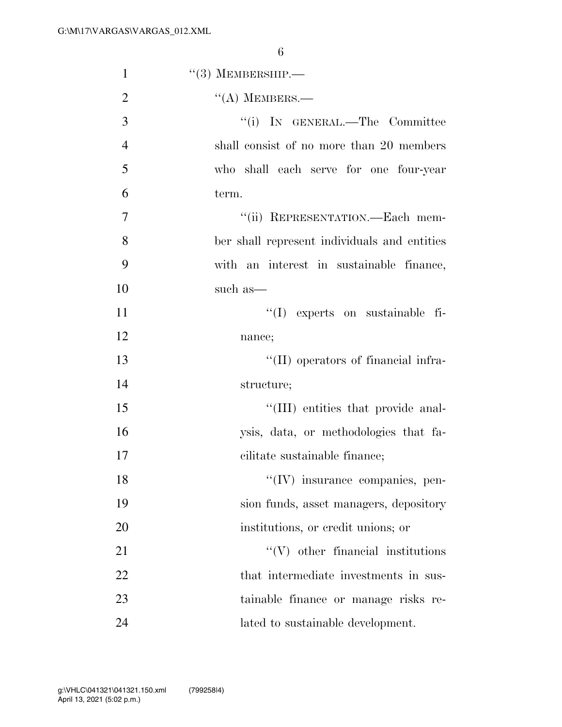"(3) MEMBERSHIP.—

"(A) MEMBERS.—

"(i) IN GENERAL.—The Committee shall consist of no more than 20 members who shall each serve for one four-year term.

"(ii) REPRESENTATION.—Each member shall represent individuals and entities with an interest in sustainable finance, such as—

"(I) experts on sustainable finance;

"(II) operators of financial infrastructure;

"(III) entities that provide analysis, data, or methodologies that facilitate sustainable finance;

"(IV) insurance companies, pension funds, asset managers, depository institutions, or credit unions; or

"(V) other financial institutions that intermediate investments in sustainable finance or manage risks related to sustainable development.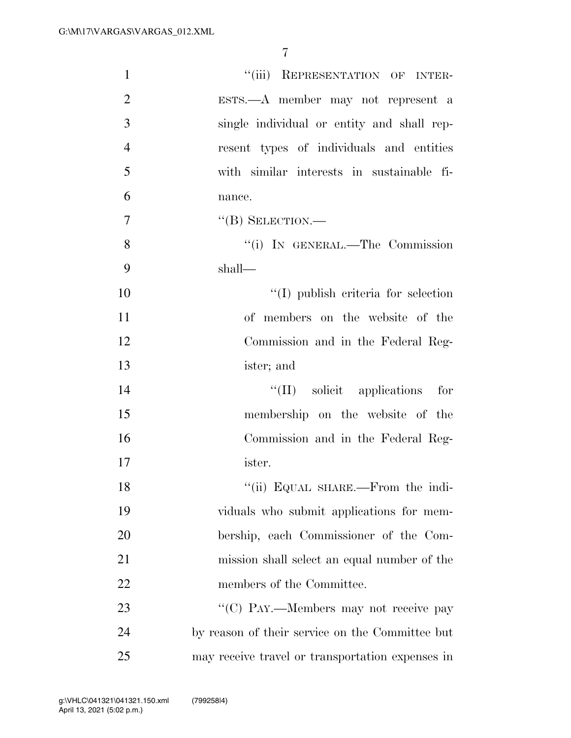"(iii) REPRESENTATION OF INTERESTS.—A member may not represent a single individual or entity and shall represent types of individuals and entities with similar interests in sustainable finance.

"(B) SELECTION.—

"(i) IN GENERAL.—The Commission shall—

"(I) publish criteria for selection of members on the website of the Commission and in the Federal Register; and

"(II) solicit applications for membership on the website of the Commission and in the Federal Register.

"(ii) EQUAL SHARE.—From the individuals who submit applications for membership, each Commissioner of the Commission shall select an equal number of the members of the Committee.

"(C) PAY.—Members may not receive pay by reason of their service on the Committee but may receive travel or transportation expenses in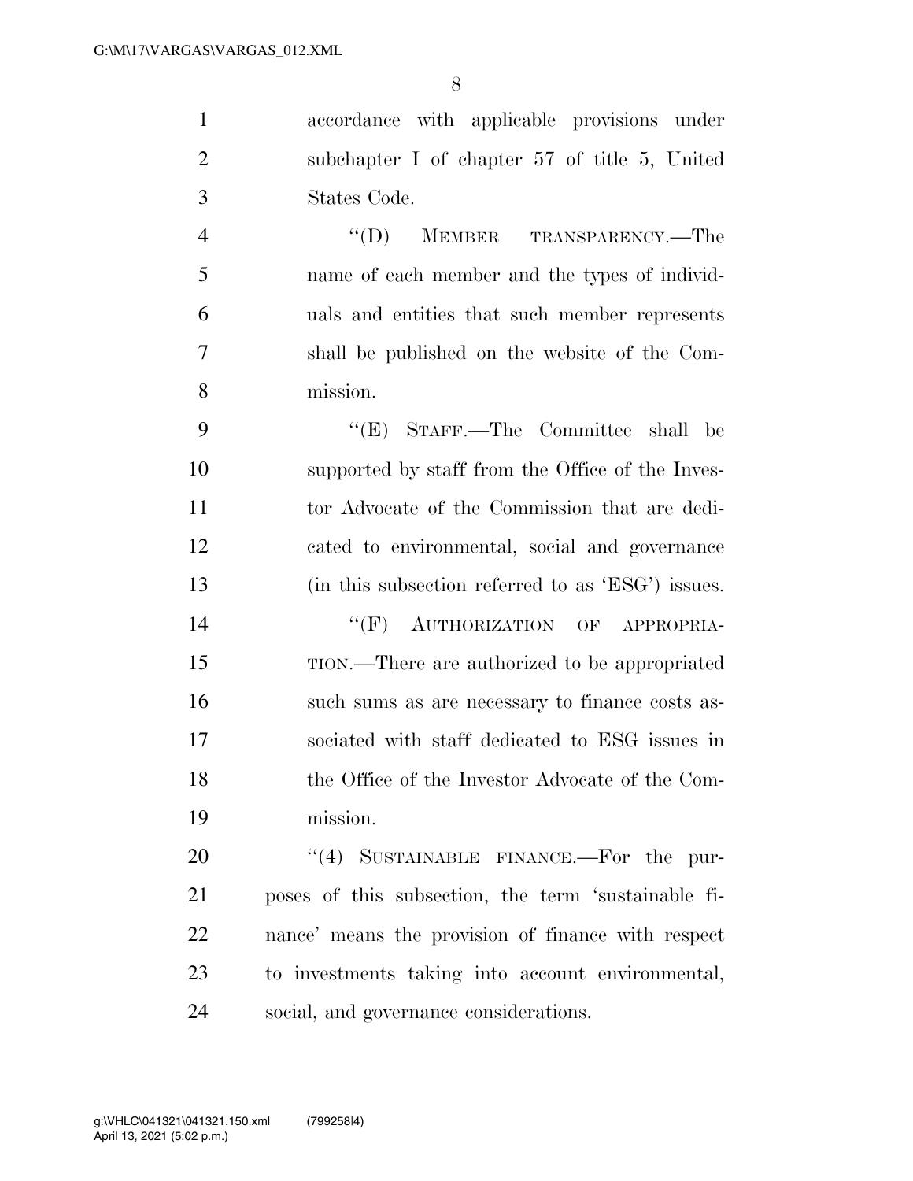accordance with applicable provisions under subchapter I of chapter 57 of title 5, United States Code.

"(D) MEMBER TRANSPARENCY.—The name of each member and the types of individuals and entities that such member represents shall be published on the website of the Commission.

"(E) STAFF.—The Committee shall be supported by staff from the Office of the Investor Advocate of the Commission that are dedicated to environmental, social and governance (in this subsection referred to as 'ESG') issues.

"(F) AUTHORIZATION OF APPROPRIATION.—There are authorized to be appropriated such sums as are necessary to finance costs associated with staff dedicated to ESG issues in the Office of the Investor Advocate of the Commission.

"(4) SUSTAINABLE FINANCE.—For the purposes of this subsection, the term 'sustainable finance' means the provision of finance with respect to investments taking into account environmental, social, and governance considerations.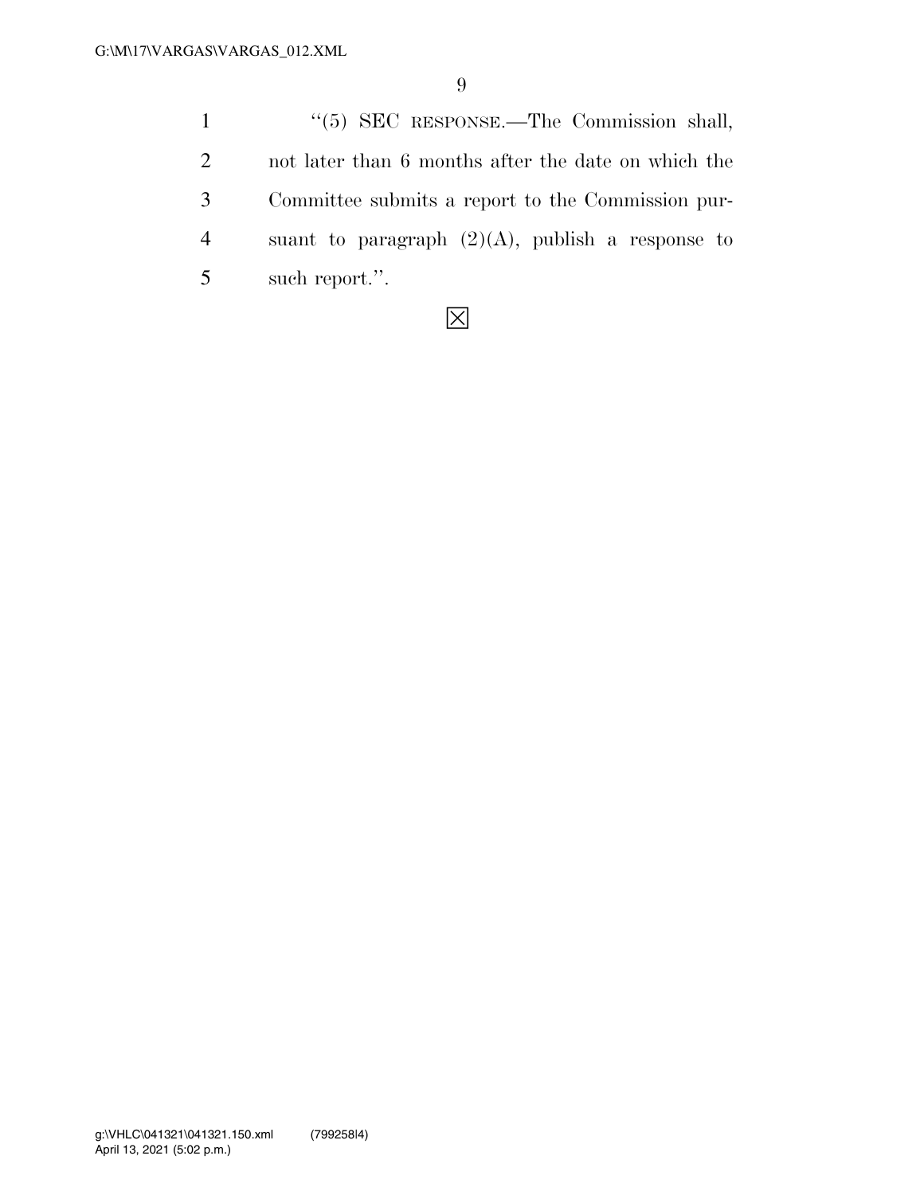"(5) SEC RESPONSE.—The Commission shall, not later than 6 months after the date on which the Committee submits a report to the Commission pursuant to paragraph (2)(A), publish a response to such report.".